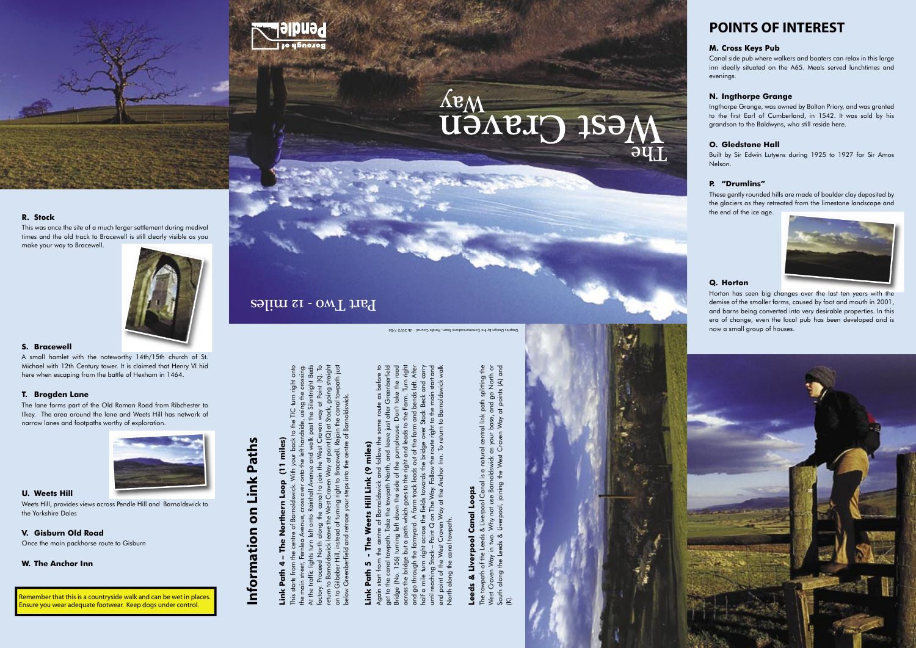# The West Craven Way

Part Two - 12 miles

## POINTS OF INTEREST

### M. Cross Keys Pub

Canal side pub where walkers and boaters can relax in this large inn ideally situated on the A65. Meals served lunchtimes and evenings.

### N. Ingthorpe Grange

Ingthorpe Grange, was owned by Bolton Priory, and was granted to the first Earl of Cumberland, in 1542. It was sold by his grandson to the Baldwyns, who still reside here.

### O. Gledstone Hall

Built by Sir Edwin Lutyens during 1925 to 1927 for Sir Amos Nelson.

### P. "Drumlins"

These gently rounded hills are made of boulder clay deposited by the glaciers as they retreated from the limestone landscape and the end of the ice age.

### Q. Horton

Horton has seen big changes over the last ten years with the demise of the smaller farms, caused by foot and mouth in 2001, and barns being converted into very desirable properties. In this era of change, even the local pub has been developed and is now a small group of houses.

### R. Stock

This was once the site of a much larger settlement during medival times and the old track to Bracewell is still clearly visible as you make your way to Bracewell.

### S. Bracewell

A small hamlet with the noteworthy 14th/15th church of St. Michael with 12th Century tower. It is claimed that Henry VI hid here when escaping from the battle of Hexham in 1464.

### T. Brogden Lane

The lane forms part of the Old Roman Road from Ribchester to Ilkey. The area around the lane and Weets Hill has network of narrow lanes and footpaths worthy of exploration.

### U. Weets Hill

Weets Hill, provides views across Pendle Hill and Barnoldswick to the Yorkshire Dales

### V. Gisburn Old Road

Once the main packhorse route to Gisburn

### W. The Anchor Inn

Remember that this is a countryside walk and can be wet in places. Ensure you wear adequate footwear. Keep dogs under control.

## Information on Link Paths

### Link Path 4 – The Northern Loop (11 miles)

This starts from the centre of Barnoldswick. With your back to the TIC turn right onto the main street, Fernlea Avenue, cross over onto the left handside, using the crossing. At the traffic lights turn left onto Rainhall Avenue and walk past the Silentnight Beds factory. Proceed North along the canal to join the West Craven way at Point (K). To return to Barnoldswick leave the West Craven Way at point (Q) at Stock, going straight on to Gilbeber Hill, instead of turning right to Bracewell. Rejoin the canal towpath just below Greenberfield and retrace your steps into the centre of Barnoldswick.

### Link Path 5 - The Weets Hill Link (9 miles)

Again start from the centre of Barnoldswick and follow the same route as before to get to the canal towpath. Take the towpath North, and leave just after Greenberfield Bridge (No. 156) turning left down the side of the pumphouse. Don't take the road across the bridge but a path which goes to the right and leads to the Farm. Turn right and go through the farmyard. A farm track leads out of the farm and bends left. After half a mile turn right across the fields towards the bridge over Stock Beck and carry until reaching Stock – Point Q on The Way. Follow the route right to the main start and end point of the West Craven Way at the Anchor Inn. To return to Barnoldswick walk North along the canal towpath.

### Leeds & Liverpool Canal Loops

The towpath of the Leeds & Liverpool Canal is a natural central link path splitting the West Craven Way in two. Why not use Barnoldswick as your base, and go North or South along the Leeds & Liverpool, joining the West Craven Way at points (A) and (K).

Graphic Design by the Communications Team, Pendle Council - ab 2072 7/06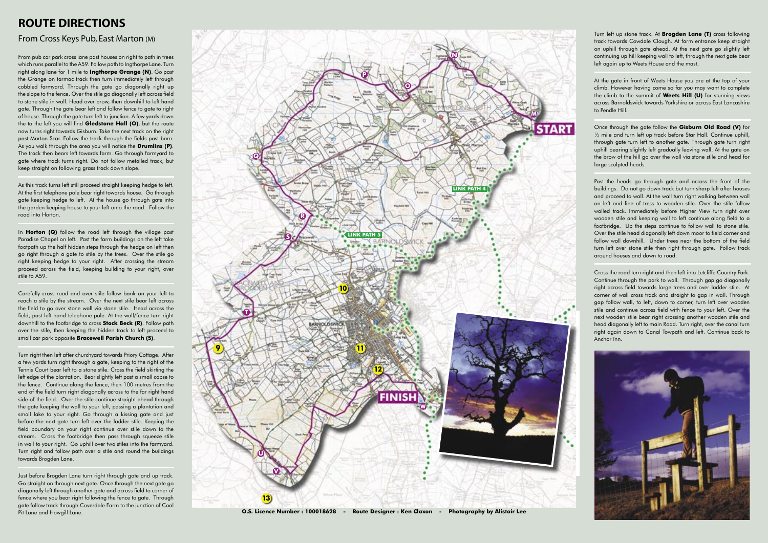# ROUTE DIRECTIONS

## From Cross Keys Pub, East Marton (M)

From pub car park cross lane past houses on right to path in trees which runs parallel to the A59. Follow path to Ingthorpe Lane. Turn right along lane for 1 mile to **Ingthorpe Grange (N)**. Go past the Grange on tarmac track then turn immediately left through cobbled farmyard. Through the gate go diagonally right up the slope to the fence. Over the stile go diagonally left across field to stone stile in wall. Head over brow, then downhill to left hand gate. Through the gate bear left and follow fence to gate to right of house. Through the gate turn left to junction. A few yards down the to the left you will find **Gledstone Hall (O)**, but the route now turns right towards Gisburn. Take the next track on the right past Marton Scar. Follow the track through the fields past barn. As you walk through the area you will notice the **Drumlins (P)**. The track then bears left towards farm. Go through farmyard to gate where track turns right. Do not follow metalled track, but keep straight on following grass track down slope.

As this track turns left still proceed straight keeping hedge to left. At the first telephone pole bear right towards house. Go through gate keeping hedge to left. At the house go through gate into the garden keeping house to your left onto the road. Follow the road into Horton.

In **Horton (Q)** follow the road left through the village past Paradise Chapel on left. Past the farm buildings on the left take footpath up the half hidden steps through the hedge on left then go right through a gate to stile by the trees. Over the stile go right keeping hedge to your right. After crossing the stream proceed across the field, keeping building to your right, over stile to A59.

Carefully cross road and over stile follow bank on your left to reach a stile by the stream. Over the next stile bear left across the field to go over stone wall via stone stile. Head across the field, past left hand telephone pole. At the wall/fence turn right downhill to the footbridge to cross **Stock Beck (R)**. Follow path over the stile, then keeping the hidden track to left proceed to small car park opposite **Bracewell Parish Church (S)**.

Turn right then left after churchyard towards Priory Cottage. After a few yards turn right through a gate, keeping to the right of the Tennis Court bear left to a stone stile. Cross the field skirting the left edge of the plantation. Bear slightly left past a small copse to the fence. Continue along the fence, then 100 metres from the end of the field turn right diagonally across to the far right hand side of the field. Over the stile continue straight ahead through the gate keeping the wall to your left, passing a plantation and small lake to your right. Go through a kissing gate and just before the next gate turn left over the ladder stile. Keeping the field boundary on your right continue over stile down to the stream. Cross the footbridge then pass through squeeze stile in wall to your right. Go uphill over two stiles into the farmyard. Turn right and follow path over a stile and round the buildings towards Brogden Lane.

Just before Brogden Lane turn right through gate and up track. Go straight on through next gate. Once through the next gate go diagonally left through another gate and across field to corner of fence where you bear right following the fence to gate. Through gate follow track through Coverdale Farm to the junction of Coal Pit Lane and Howgill Lane.

Turn left up stone track. At **Brogden Lane (T)** cross following track towards Cowdale Clough. At farm entrance keep straight on uphill through gate ahead. At the next gate go slightly left continuing up hill keeping wall to left, through the next gate bear left again up to Weets House and the mast.

At the gate in front of Weets House you are at the top of your climb. However having come so far you may want to complete the climb to the summit of **Weets Hill (U)** for stunning views across Barnoldswick towards Yorkshire or across East Lancashire to Pendle Hill.

Once through the gate follow the **Gisburn Old Road (V)** for ½ mile and turn left up track before Star Hall. Continue uphill, through gate turn left to another gate. Through gate turn right uphill bearing slightly left gradually leaving wall. At the gate on the brow of the hill go over the wall via stone stile and head for large sculpted heads.

Past the heads go through gate and across the front of the buildings. Do not go down track but turn sharp left after houses and proceed to wall. At the wall turn right walking between wall on left and line of tress to wooden stile. Over the stile follow walled track. Immediately before Higher View turn right over wooden stile and keeping wall to left continue along field to a footbridge. Up the steps continue to follow wall to stone stile. Over the stile head diagonally left down moor to field corner and follow wall downhill. Under trees near the bottom of the field turn left over stone stile then right through gate. Follow track around houses and down to road.

Cross the road turn right and then left into Letcliffe Country Park. Continue through the park to wall. Through gap go diagonally right across field towards large trees and over ladder stile. At corner of wall cross track and straight to gap in wall. Through gap follow wall, to left, down to corner, turn left over wooden stile and continue across field with fence to your left. Over the next wooden stile bear right crossing another wooden stile and head diagonally left to main Road. Turn right, over the canal turn right again down to Canal Towpath and left. Continue back to Anchor Inn.

START

LINK PATH 4

LINK PATH 5

FINISH

M N O P Q R S T U V W

9 10 11 12 13

O.S. Licence Number : 100018628 - Route Designer : Ken Claxon - Photography by Alistair Lee